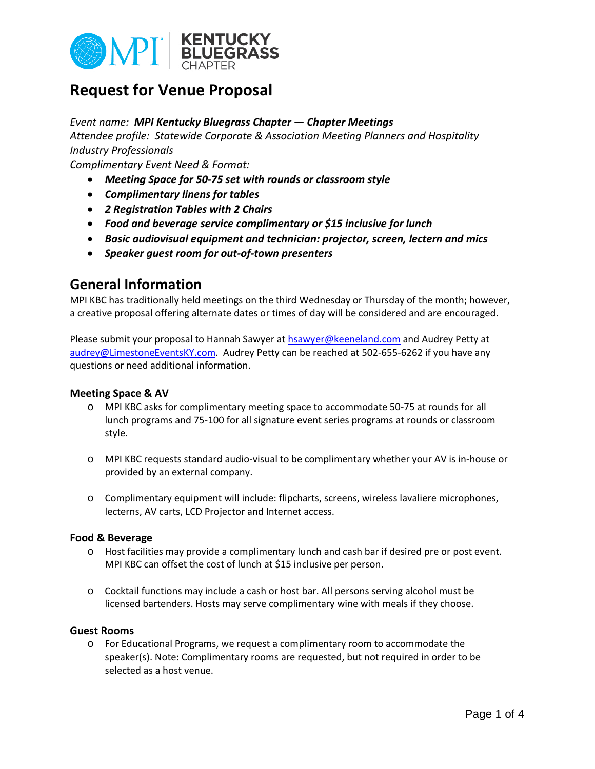# Request for Venue Proposal

*Event name:* ***MPI Kentucky Bluegrass Chapter — Chapter Meetings***
*Attendee profile: Statewide Corporate & Association Meeting Planners and Hospitality Industry Professionals*
*Complimentary Event Need & Format:*

- ***Meeting Space for 50-75 set with rounds or classroom style***
- ***Complimentary linens for tables***
- ***2 Registration Tables with 2 Chairs***
- ***Food and beverage service complimentary or $15 inclusive for lunch***
- ***Basic audiovisual equipment and technician: projector, screen, lectern and mics***
- ***Speaker guest room for out-of-town presenters***

## General Information

MPI KBC has traditionally held meetings on the third Wednesday or Thursday of the month; however, a creative proposal offering alternate dates or times of day will be considered and are encouraged.

Please submit your proposal to Hannah Sawyer at hsawyer@keeneland.com and Audrey Petty at audrey@LimestoneEventsKY.com. Audrey Petty can be reached at 502-655-6262 if you have any questions or need additional information.

### Meeting Space & AV

- MPI KBC asks for complimentary meeting space to accommodate 50-75 at rounds for all lunch programs and 75-100 for all signature event series programs at rounds or classroom style.
- MPI KBC requests standard audio-visual to be complimentary whether your AV is in-house or provided by an external company.
- Complimentary equipment will include: flipcharts, screens, wireless lavaliere microphones, lecterns, AV carts, LCD Projector and Internet access.

### Food & Beverage

- Host facilities may provide a complimentary lunch and cash bar if desired pre or post event. MPI KBC can offset the cost of lunch at $15 inclusive per person.
- Cocktail functions may include a cash or host bar. All persons serving alcohol must be licensed bartenders. Hosts may serve complimentary wine with meals if they choose.

### Guest Rooms

- For Educational Programs, we request a complimentary room to accommodate the speaker(s). Note: Complimentary rooms are requested, but not required in order to be selected as a host venue.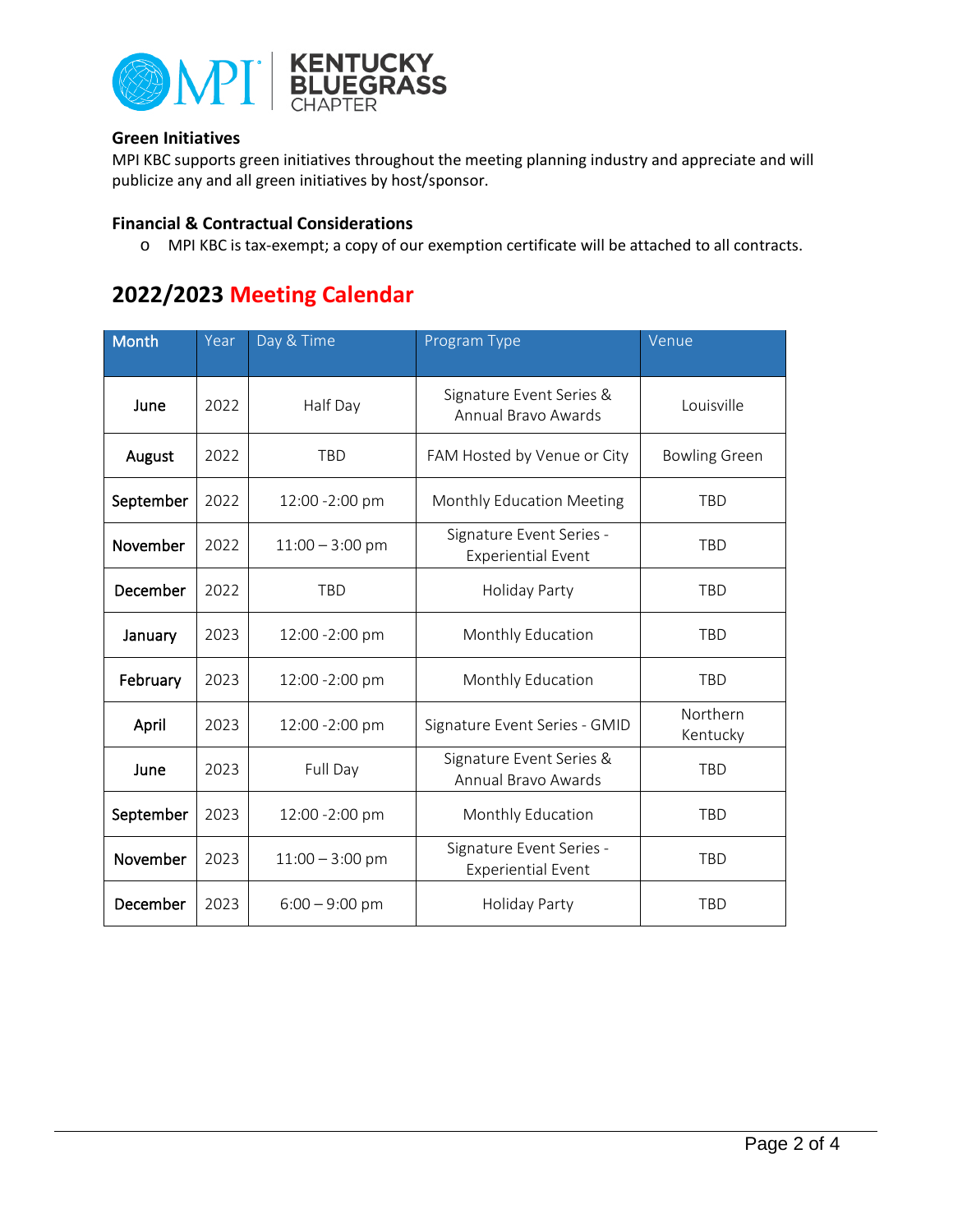### Green Initiatives

MPI KBC supports green initiatives throughout the meeting planning industry and appreciate and will publicize any and all green initiatives by host/sponsor.

### Financial & Contractual Considerations

- MPI KBC is tax-exempt; a copy of our exemption certificate will be attached to all contracts.

## 2022/2023 Meeting Calendar

| Month | Year | Day & Time | Program Type | Venue |
|---|---|---|---|---|
| June | 2022 | Half Day | Signature Event Series & Annual Bravo Awards | Louisville |
| August | 2022 | TBD | FAM Hosted by Venue or City | Bowling Green |
| September | 2022 | 12:00 -2:00 pm | Monthly Education Meeting | TBD |
| November | 2022 | 11:00 – 3:00 pm | Signature Event Series - Experiential Event | TBD |
| December | 2022 | TBD | Holiday Party | TBD |
| January | 2023 | 12:00 -2:00 pm | Monthly Education | TBD |
| February | 2023 | 12:00 -2:00 pm | Monthly Education | TBD |
| April | 2023 | 12:00 -2:00 pm | Signature Event Series - GMID | Northern Kentucky |
| June | 2023 | Full Day | Signature Event Series & Annual Bravo Awards | TBD |
| September | 2023 | 12:00 -2:00 pm | Monthly Education | TBD |
| November | 2023 | 11:00 – 3:00 pm | Signature Event Series - Experiential Event | TBD |
| December | 2023 | 6:00 – 9:00 pm | Holiday Party | TBD |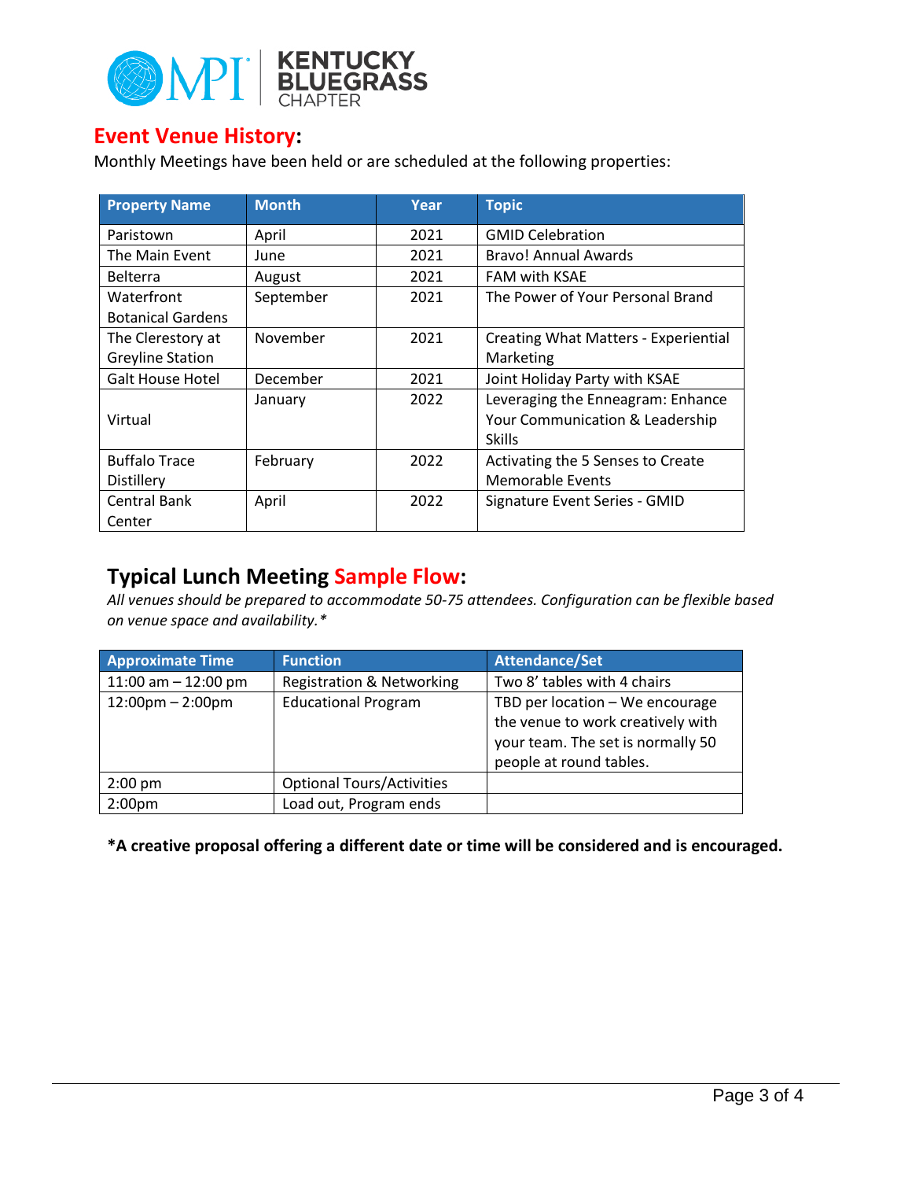## Event Venue History:

Monthly Meetings have been held or are scheduled at the following properties:

| Property Name | Month | Year | Topic |
|---|---|---|---|
| Paristown | April | 2021 | GMID Celebration |
| The Main Event | June | 2021 | Bravo! Annual Awards |
| Belterra | August | 2021 | FAM with KSAE |
| Waterfront Botanical Gardens | September | 2021 | The Power of Your Personal Brand |
| The Clerestory at Greyline Station | November | 2021 | Creating What Matters - Experiential Marketing |
| Galt House Hotel | December | 2021 | Joint Holiday Party with KSAE |
| Virtual | January | 2022 | Leveraging the Enneagram: Enhance Your Communication & Leadership Skills |
| Buffalo Trace Distillery | February | 2022 | Activating the 5 Senses to Create Memorable Events |
| Central Bank Center | April | 2022 | Signature Event Series - GMID |

## Typical Lunch Meeting Sample Flow:

*All venues should be prepared to accommodate 50-75 attendees. Configuration can be flexible based on venue space and availability.**

| Approximate Time | Function | Attendance/Set |
|---|---|---|
| 11:00 am – 12:00 pm | Registration & Networking | Two 8' tables with 4 chairs |
| 12:00pm – 2:00pm | Educational Program | TBD per location – We encourage the venue to work creatively with your team. The set is normally 50 people at round tables. |
| 2:00 pm | Optional Tours/Activities | |
| 2:00pm | Load out, Program ends | |

**\*A creative proposal offering a different date or time will be considered and is encouraged.**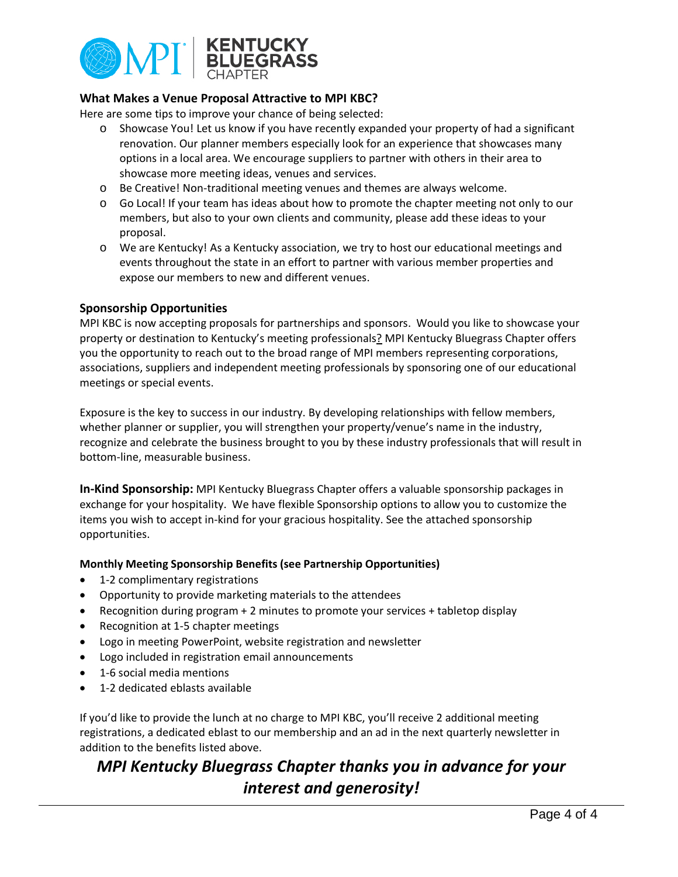MPI KENTUCKY BLUEGRASS CHAPTER

### What Makes a Venue Proposal Attractive to MPI KBC?

Here are some tips to improve your chance of being selected:

- Showcase You! Let us know if you have recently expanded your property of had a significant renovation. Our planner members especially look for an experience that showcases many options in a local area. We encourage suppliers to partner with others in their area to showcase more meeting ideas, venues and services.
- Be Creative! Non-traditional meeting venues and themes are always welcome.
- Go Local! If your team has ideas about how to promote the chapter meeting not only to our members, but also to your own clients and community, please add these ideas to your proposal.
- We are Kentucky! As a Kentucky association, we try to host our educational meetings and events throughout the state in an effort to partner with various member properties and expose our members to new and different venues.

### Sponsorship Opportunities

MPI KBC is now accepting proposals for partnerships and sponsors. Would you like to showcase your property or destination to Kentucky's meeting professionals? MPI Kentucky Bluegrass Chapter offers you the opportunity to reach out to the broad range of MPI members representing corporations, associations, suppliers and independent meeting professionals by sponsoring one of our educational meetings or special events.

Exposure is the key to success in our industry. By developing relationships with fellow members, whether planner or supplier, you will strengthen your property/venue's name in the industry, recognize and celebrate the business brought to you by these industry professionals that will result in bottom-line, measurable business.

**In-Kind Sponsorship:** MPI Kentucky Bluegrass Chapter offers a valuable sponsorship packages in exchange for your hospitality. We have flexible Sponsorship options to allow you to customize the items you wish to accept in-kind for your gracious hospitality. See the attached sponsorship opportunities.

**Monthly Meeting Sponsorship Benefits (see Partnership Opportunities)**

- 1-2 complimentary registrations
- Opportunity to provide marketing materials to the attendees
- Recognition during program + 2 minutes to promote your services + tabletop display
- Recognition at 1-5 chapter meetings
- Logo in meeting PowerPoint, website registration and newsletter
- Logo included in registration email announcements
- 1-6 social media mentions
- 1-2 dedicated eblasts available

If you'd like to provide the lunch at no charge to MPI KBC, you'll receive 2 additional meeting registrations, a dedicated eblast to our membership and an ad in the next quarterly newsletter in addition to the benefits listed above.

***MPI Kentucky Bluegrass Chapter thanks you in advance for your interest and generosity!***